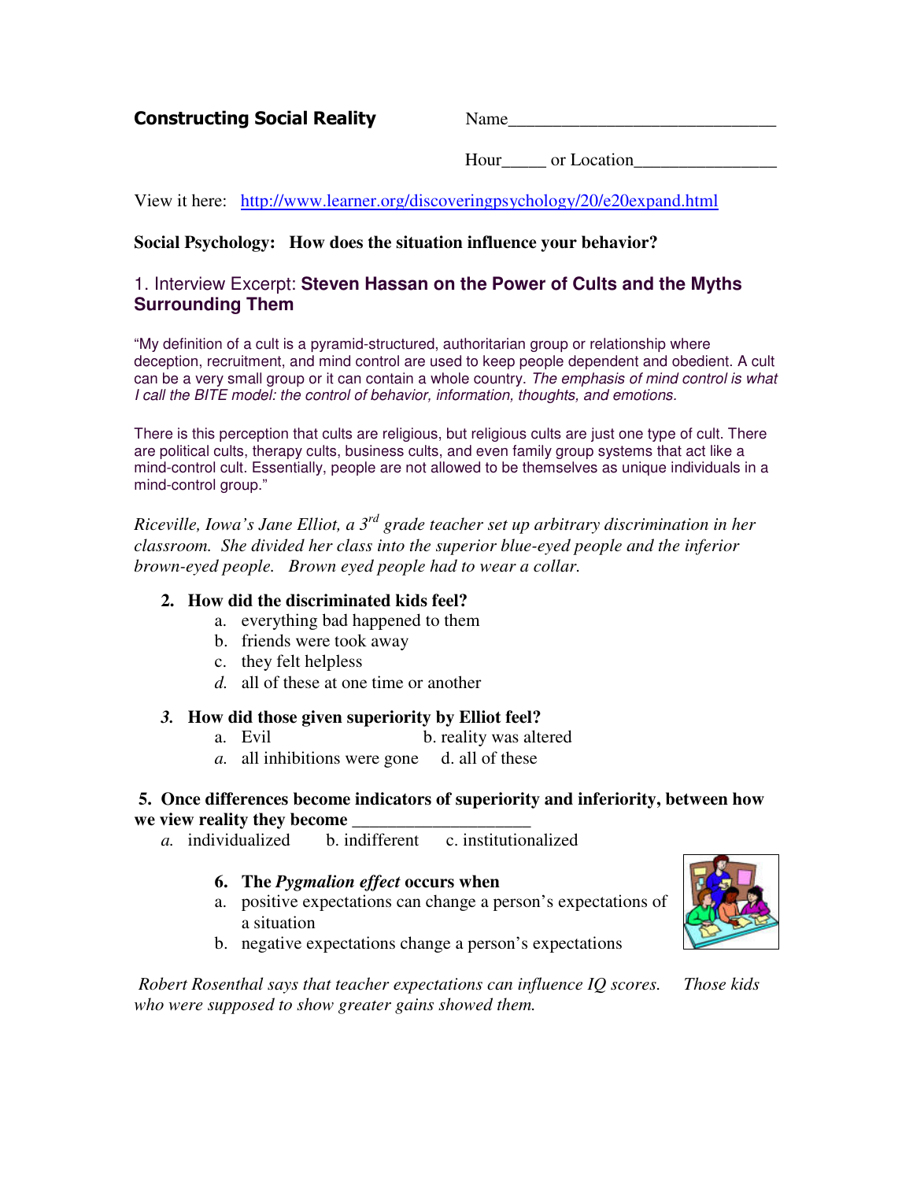**Constructing Social Reality**

Name_______________________________

Hour_____ or Location________________

View it here: http://www.learner.org/discoveringpsychology/20/e20expand.html

**Social Psychology: How does the situation influence your behavior?**

## 1. Interview Excerpt: **Steven Hassan on the Power of Cults and the Myths Surrounding Them**

"My definition of a cult is a pyramid-structured, authoritarian group or relationship where deception, recruitment, and mind control are used to keep people dependent and obedient. A cult can be a very small group or it can contain a whole country. *The emphasis of mind control is what I call the BITE model: the control of behavior, information, thoughts, and emotions.*

There is this perception that cults are religious, but religious cults are just one type of cult. There are political cults, therapy cults, business cults, and even family group systems that act like a mind-control cult. Essentially, people are not allowed to be themselves as unique individuals in a mind-control group."

*Riceville, Iowa's Jane Elliot, a 3rd grade teacher set up arbitrary discrimination in her classroom. She divided her class into the superior blue-eyed people and the inferior brown-eyed people. Brown eyed people had to wear a collar.*

2. **How did the discriminated kids feel?**
   a. everything bad happened to them
   b. friends were took away
   c. they felt helpless
   *d.* all of these at one time or another

*3.* **How did those given superiority by Elliot feel?**
   a. Evil b. reality was altered
   *a.* all inhibitions were gone d. all of these

**5. Once differences become indicators of superiority and inferiority, between how we view reality they become ___________________**
   *a.* individualized b. indifferent c. institutionalized

6. **The *Pygmalion effect* occurs when**
   a. positive expectations can change a person's expectations of a situation
   b. negative expectations change a person's expectations

*Robert Rosenthal says that teacher expectations can influence IQ scores. Those kids who were supposed to show greater gains showed them.*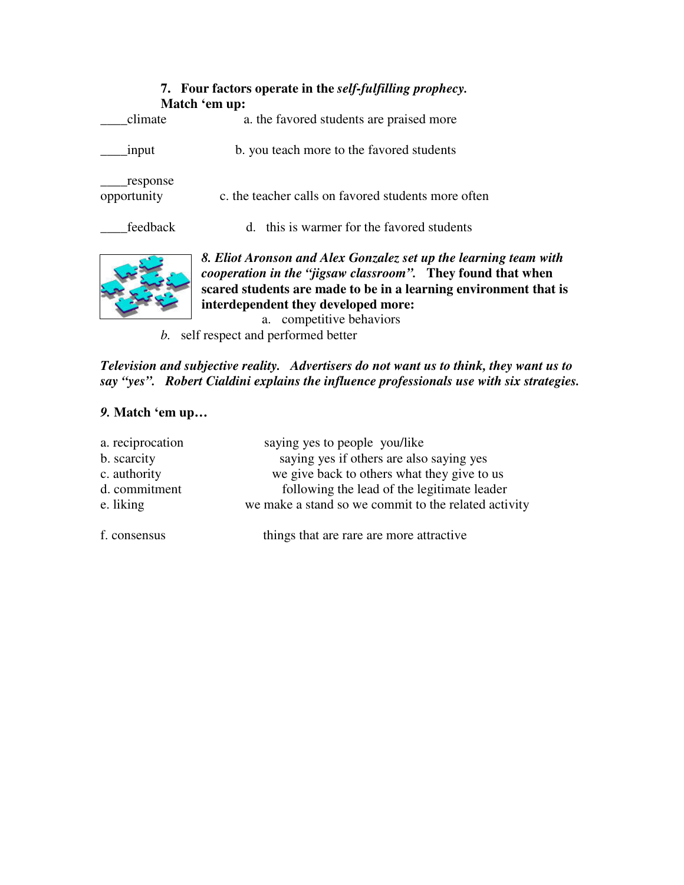**7. Four factors operate in the *self-fulfilling prophecy.***
**Match 'em up:**

| | |
|---|---|
| ____climate | a. the favored students are praised more |
| ____input | b. you teach more to the favored students |
| ____response opportunity | c. the teacher calls on favored students more often |
| ____feedback | d. this is warmer for the favored students |

***8. Eliot Aronson and Alex Gonzalez set up the learning team with cooperation in the "jigsaw classroom".* They found that when scared students are made to be in a learning environment that is interdependent they developed more:**

a. competitive behaviors

*b.* self respect and performed better

***Television and subjective reality. Advertisers do not want us to think, they want us to say "yes". Robert Cialdini explains the influence professionals use with six strategies.***

***9.* Match 'em up…**

| | |
|---|---|
| a. reciprocation | saying yes to people you/like |
| b. scarcity | saying yes if others are also saying yes |
| c. authority | we give back to others what they give to us |
| d. commitment | following the lead of the legitimate leader |
| e. liking | we make a stand so we commit to the related activity |
| f. consensus | things that are rare are more attractive |